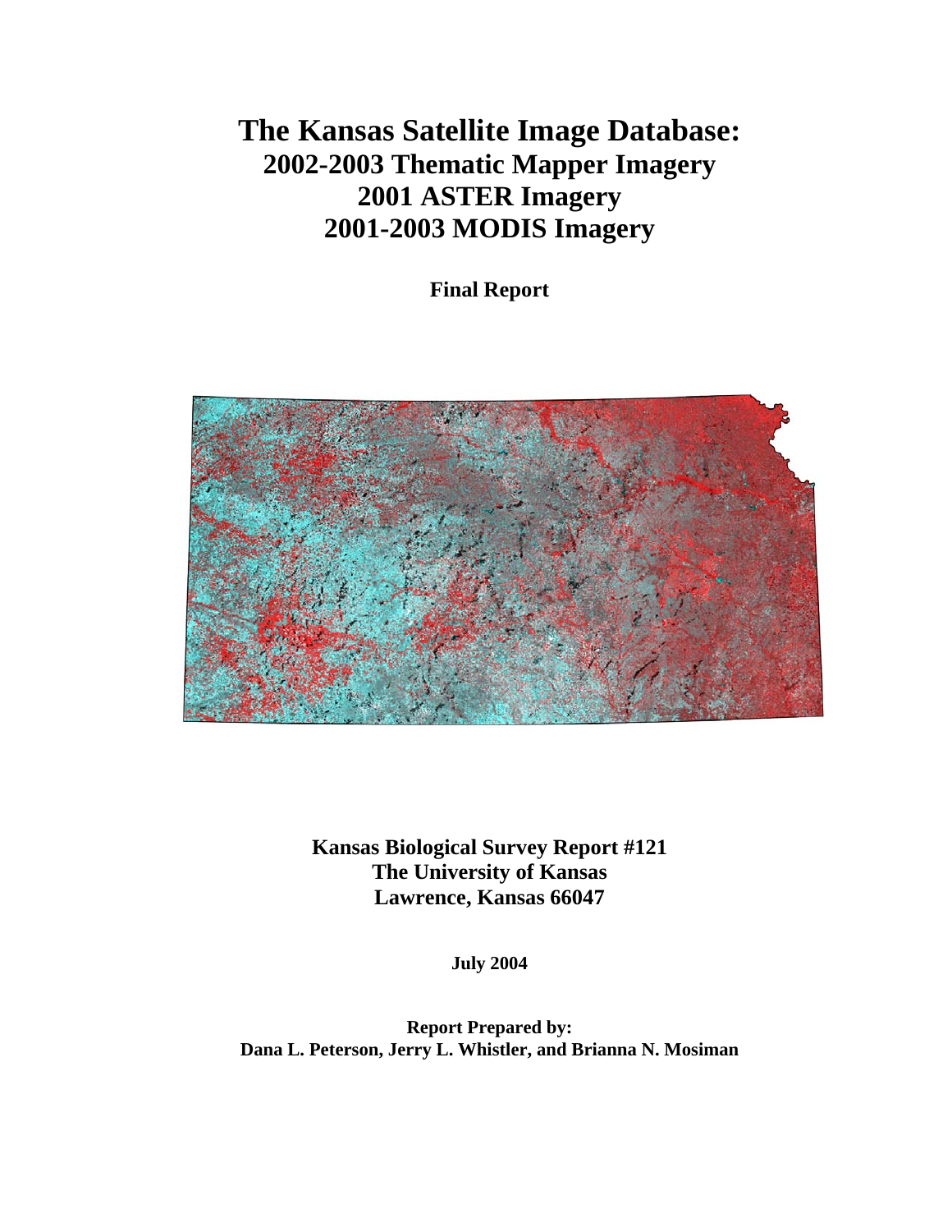# The Kansas Satellite Image Database:
## 2002-2003 Thematic Mapper Imagery
## 2001 ASTER Imagery
## 2001-2003 MODIS Imagery

**Final Report**

**Kansas Biological Survey Report #121**
**The University of Kansas**
**Lawrence, Kansas 66047**

**July 2004**

**Report Prepared by:**
**Dana L. Peterson, Jerry L. Whistler, and Brianna N. Mosiman**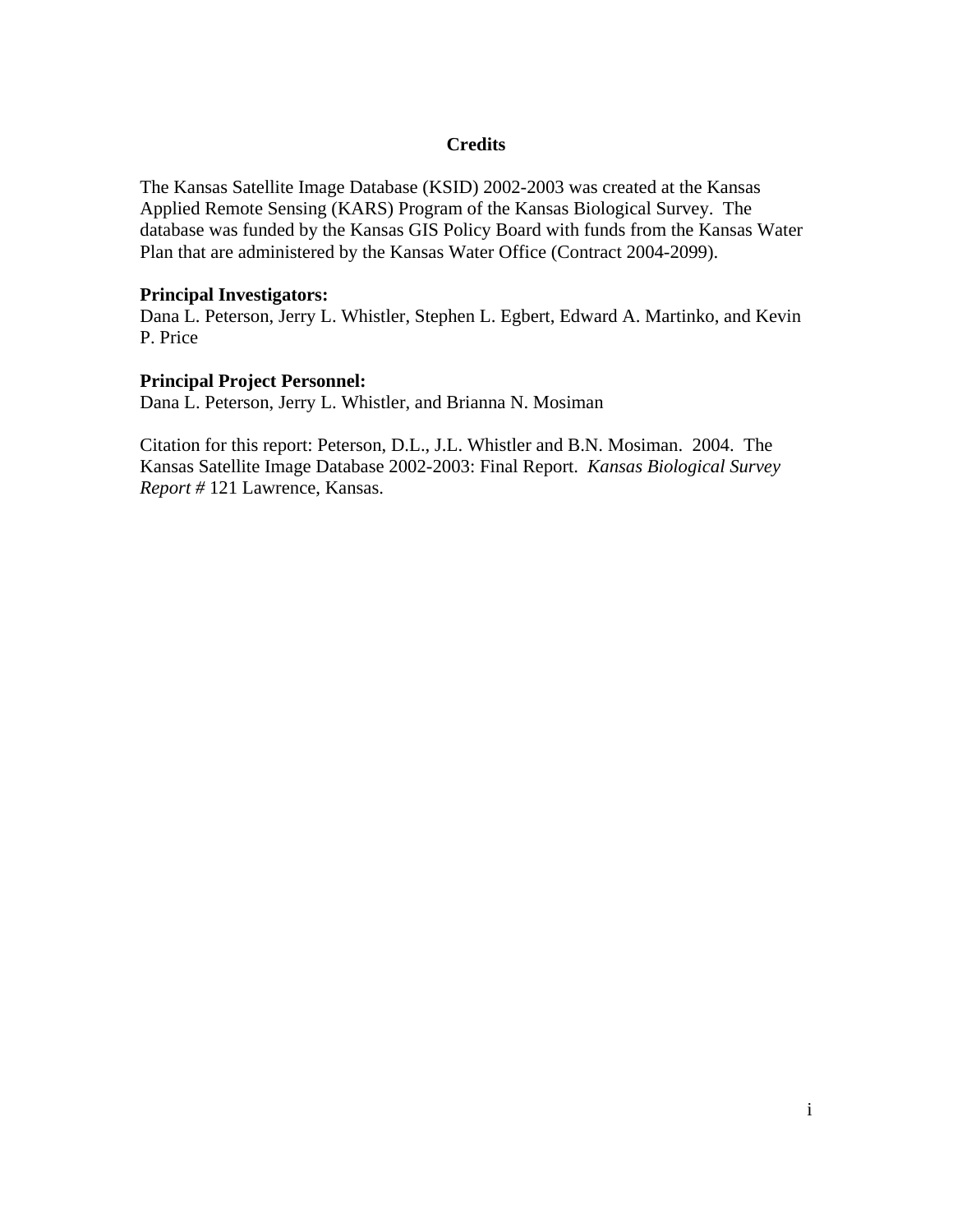# Credits

The Kansas Satellite Image Database (KSID) 2002-2003 was created at the Kansas Applied Remote Sensing (KARS) Program of the Kansas Biological Survey. The database was funded by the Kansas GIS Policy Board with funds from the Kansas Water Plan that are administered by the Kansas Water Office (Contract 2004-2099).

**Principal Investigators:**
Dana L. Peterson, Jerry L. Whistler, Stephen L. Egbert, Edward A. Martinko, and Kevin P. Price

**Principal Project Personnel:**
Dana L. Peterson, Jerry L. Whistler, and Brianna N. Mosiman

Citation for this report: Peterson, D.L., J.L. Whistler and B.N. Mosiman. 2004. The Kansas Satellite Image Database 2002-2003: Final Report. *Kansas Biological Survey Report #* 121 Lawrence, Kansas.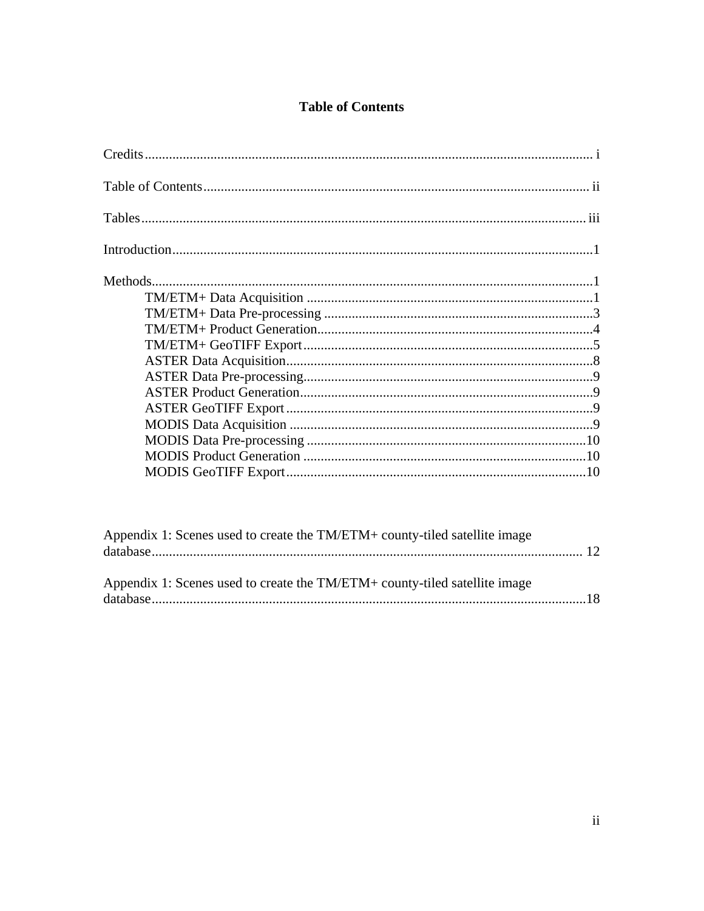# Table of Contents

Credits ........................................................ i

Table of Contents ........................................................ ii

Tables ........................................................ iii

Introduction ........................................................ 1

Methods ........................................................ 1

- TM/ETM+ Data Acquisition ........................................................ 1
- TM/ETM+ Data Pre-processing ........................................................ 3
- TM/ETM+ Product Generation ........................................................ 4
- TM/ETM+ GeoTIFF Export ........................................................ 5
- ASTER Data Acquisition ........................................................ 8
- ASTER Data Pre-processing ........................................................ 9
- ASTER Product Generation ........................................................ 9
- ASTER GeoTIFF Export ........................................................ 9
- MODIS Data Acquisition ........................................................ 9
- MODIS Data Pre-processing ........................................................ 10
- MODIS Product Generation ........................................................ 10
- MODIS GeoTIFF Export ........................................................ 10

Appendix 1: Scenes used to create the TM/ETM+ county-tiled satellite image database ........................................................ 12

Appendix 1: Scenes used to create the TM/ETM+ county-tiled satellite image database ........................................................ 18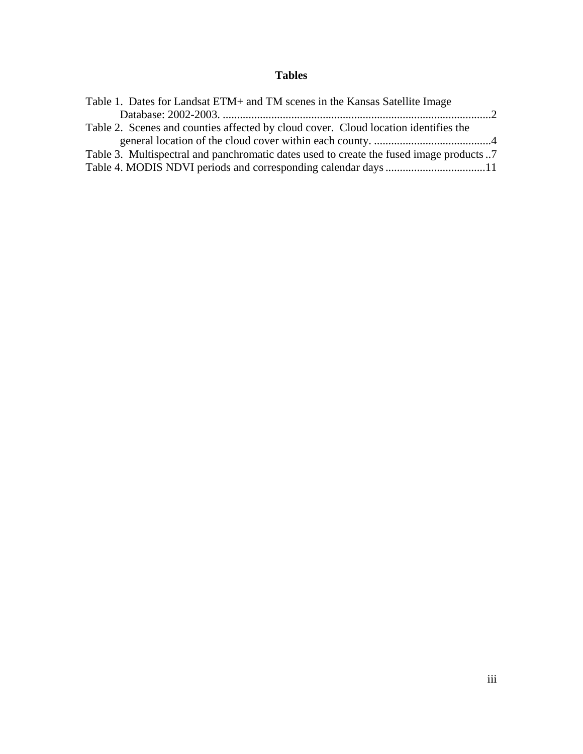# Tables

Table 1. Dates for Landsat ETM+ and TM scenes in the Kansas Satellite Image Database: 2002-2003. .............................................................................................2

Table 2. Scenes and counties affected by cloud cover. Cloud location identifies the general location of the cloud cover within each county. .........................................4

Table 3. Multispectral and panchromatic dates used to create the fused image products ..7

Table 4. MODIS NDVI periods and corresponding calendar days ..................................11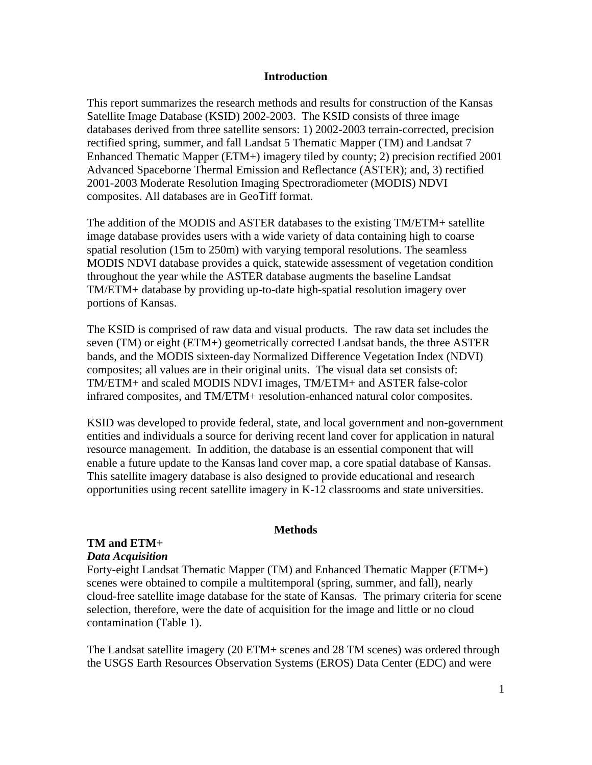## Introduction

This report summarizes the research methods and results for construction of the Kansas Satellite Image Database (KSID) 2002-2003. The KSID consists of three image databases derived from three satellite sensors: 1) 2002-2003 terrain-corrected, precision rectified spring, summer, and fall Landsat 5 Thematic Mapper (TM) and Landsat 7 Enhanced Thematic Mapper (ETM+) imagery tiled by county; 2) precision rectified 2001 Advanced Spaceborne Thermal Emission and Reflectance (ASTER); and, 3) rectified 2001-2003 Moderate Resolution Imaging Spectroradiometer (MODIS) NDVI composites. All databases are in GeoTiff format.

The addition of the MODIS and ASTER databases to the existing TM/ETM+ satellite image database provides users with a wide variety of data containing high to coarse spatial resolution (15m to 250m) with varying temporal resolutions. The seamless MODIS NDVI database provides a quick, statewide assessment of vegetation condition throughout the year while the ASTER database augments the baseline Landsat TM/ETM+ database by providing up-to-date high-spatial resolution imagery over portions of Kansas.

The KSID is comprised of raw data and visual products. The raw data set includes the seven (TM) or eight (ETM+) geometrically corrected Landsat bands, the three ASTER bands, and the MODIS sixteen-day Normalized Difference Vegetation Index (NDVI) composites; all values are in their original units. The visual data set consists of: TM/ETM+ and scaled MODIS NDVI images, TM/ETM+ and ASTER false-color infrared composites, and TM/ETM+ resolution-enhanced natural color composites.

KSID was developed to provide federal, state, and local government and non-government entities and individuals a source for deriving recent land cover for application in natural resource management. In addition, the database is an essential component that will enable a future update to the Kansas land cover map, a core spatial database of Kansas. This satellite imagery database is also designed to provide educational and research opportunities using recent satellite imagery in K-12 classrooms and state universities.

## Methods

### TM and ETM+

#### *Data Acquisition*

Forty-eight Landsat Thematic Mapper (TM) and Enhanced Thematic Mapper (ETM+) scenes were obtained to compile a multitemporal (spring, summer, and fall), nearly cloud-free satellite image database for the state of Kansas. The primary criteria for scene selection, therefore, were the date of acquisition for the image and little or no cloud contamination (Table 1).

The Landsat satellite imagery (20 ETM+ scenes and 28 TM scenes) was ordered through the USGS Earth Resources Observation Systems (EROS) Data Center (EDC) and were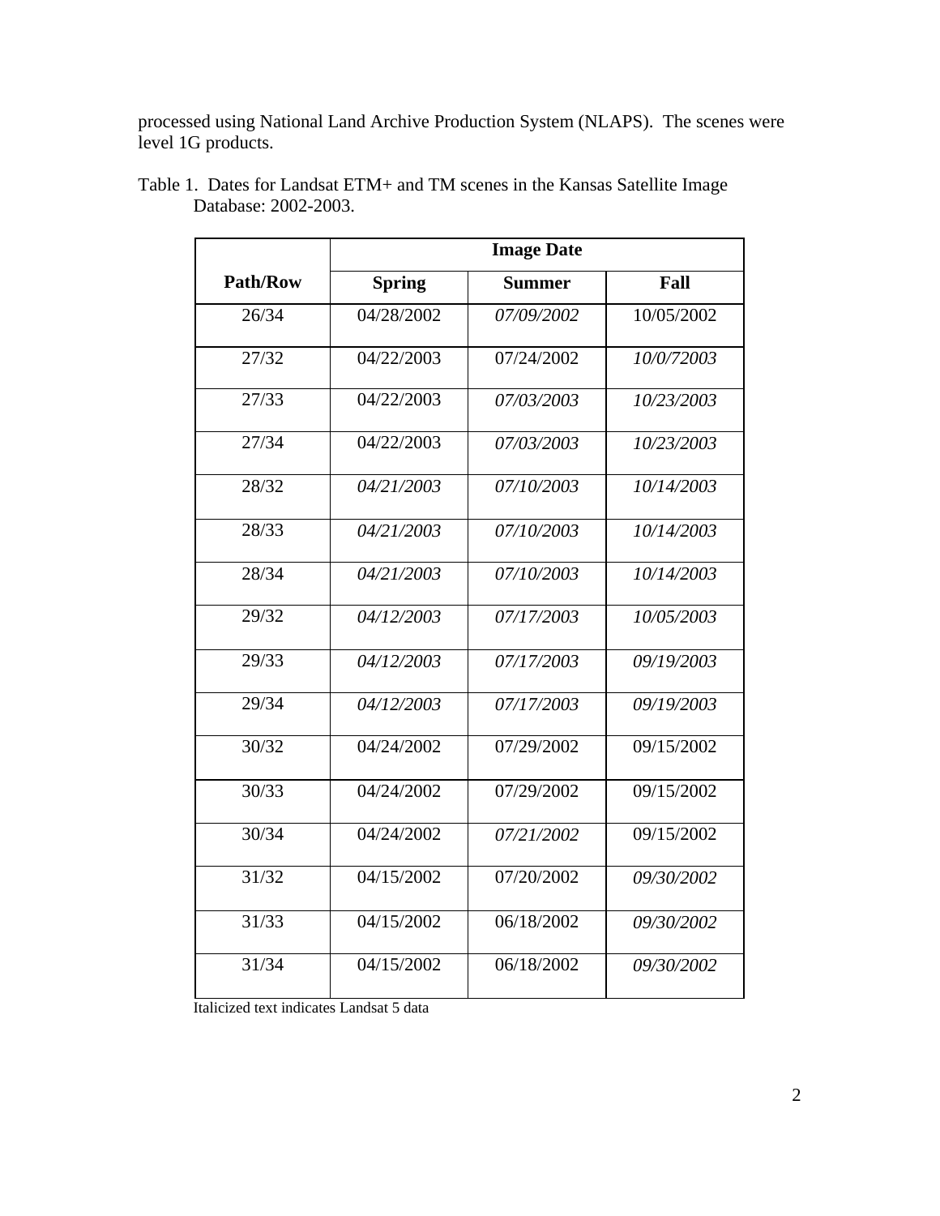processed using National Land Archive Production System (NLAPS). The scenes were level 1G products.

Table 1. Dates for Landsat ETM+ and TM scenes in the Kansas Satellite Image Database: 2002-2003.

| | Image Date | | |
|---|---|---|---|
| **Path/Row** | **Spring** | **Summer** | **Fall** |
| 26/34 | 04/28/2002 | *07/09/2002* | 10/05/2002 |
| 27/32 | 04/22/2003 | 07/24/2002 | *10/0/72003* |
| 27/33 | 04/22/2003 | *07/03/2003* | *10/23/2003* |
| 27/34 | 04/22/2003 | *07/03/2003* | *10/23/2003* |
| 28/32 | *04/21/2003* | *07/10/2003* | *10/14/2003* |
| 28/33 | *04/21/2003* | *07/10/2003* | *10/14/2003* |
| 28/34 | *04/21/2003* | *07/10/2003* | *10/14/2003* |
| 29/32 | *04/12/2003* | *07/17/2003* | *10/05/2003* |
| 29/33 | *04/12/2003* | *07/17/2003* | *09/19/2003* |
| 29/34 | *04/12/2003* | *07/17/2003* | *09/19/2003* |
| 30/32 | 04/24/2002 | 07/29/2002 | 09/15/2002 |
| 30/33 | 04/24/2002 | 07/29/2002 | 09/15/2002 |
| 30/34 | 04/24/2002 | *07/21/2002* | 09/15/2002 |
| 31/32 | 04/15/2002 | 07/20/2002 | *09/30/2002* |
| 31/33 | 04/15/2002 | 06/18/2002 | *09/30/2002* |
| 31/34 | 04/15/2002 | 06/18/2002 | *09/30/2002* |

Italicized text indicates Landsat 5 data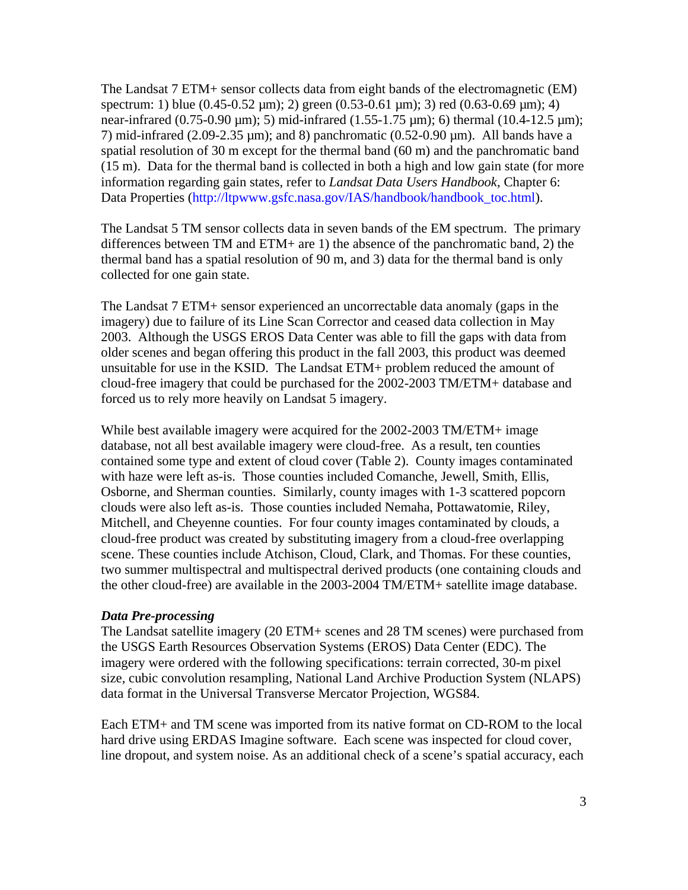The Landsat 7 ETM+ sensor collects data from eight bands of the electromagnetic (EM) spectrum: 1) blue (0.45-0.52 µm); 2) green (0.53-0.61 µm); 3) red (0.63-0.69 µm); 4) near-infrared (0.75-0.90 µm); 5) mid-infrared (1.55-1.75 µm); 6) thermal (10.4-12.5 µm); 7) mid-infrared (2.09-2.35 µm); and 8) panchromatic (0.52-0.90 µm). All bands have a spatial resolution of 30 m except for the thermal band (60 m) and the panchromatic band (15 m). Data for the thermal band is collected in both a high and low gain state (for more information regarding gain states, refer to *Landsat Data Users Handbook*, Chapter 6: Data Properties (http://ltpwww.gsfc.nasa.gov/IAS/handbook/handbook_toc.html).

The Landsat 5 TM sensor collects data in seven bands of the EM spectrum. The primary differences between TM and ETM+ are 1) the absence of the panchromatic band, 2) the thermal band has a spatial resolution of 90 m, and 3) data for the thermal band is only collected for one gain state.

The Landsat 7 ETM+ sensor experienced an uncorrectable data anomaly (gaps in the imagery) due to failure of its Line Scan Corrector and ceased data collection in May 2003. Although the USGS EROS Data Center was able to fill the gaps with data from older scenes and began offering this product in the fall 2003, this product was deemed unsuitable for use in the KSID. The Landsat ETM+ problem reduced the amount of cloud-free imagery that could be purchased for the 2002-2003 TM/ETM+ database and forced us to rely more heavily on Landsat 5 imagery.

While best available imagery were acquired for the 2002-2003 TM/ETM+ image database, not all best available imagery were cloud-free. As a result, ten counties contained some type and extent of cloud cover (Table 2). County images contaminated with haze were left as-is. Those counties included Comanche, Jewell, Smith, Ellis, Osborne, and Sherman counties. Similarly, county images with 1-3 scattered popcorn clouds were also left as-is. Those counties included Nemaha, Pottawatomie, Riley, Mitchell, and Cheyenne counties. For four county images contaminated by clouds, a cloud-free product was created by substituting imagery from a cloud-free overlapping scene. These counties include Atchison, Cloud, Clark, and Thomas. For these counties, two summer multispectral and multispectral derived products (one containing clouds and the other cloud-free) are available in the 2003-2004 TM/ETM+ satellite image database.

***Data Pre-processing***

The Landsat satellite imagery (20 ETM+ scenes and 28 TM scenes) were purchased from the USGS Earth Resources Observation Systems (EROS) Data Center (EDC). The imagery were ordered with the following specifications: terrain corrected, 30-m pixel size, cubic convolution resampling, National Land Archive Production System (NLAPS) data format in the Universal Transverse Mercator Projection, WGS84.

Each ETM+ and TM scene was imported from its native format on CD-ROM to the local hard drive using ERDAS Imagine software. Each scene was inspected for cloud cover, line dropout, and system noise. As an additional check of a scene's spatial accuracy, each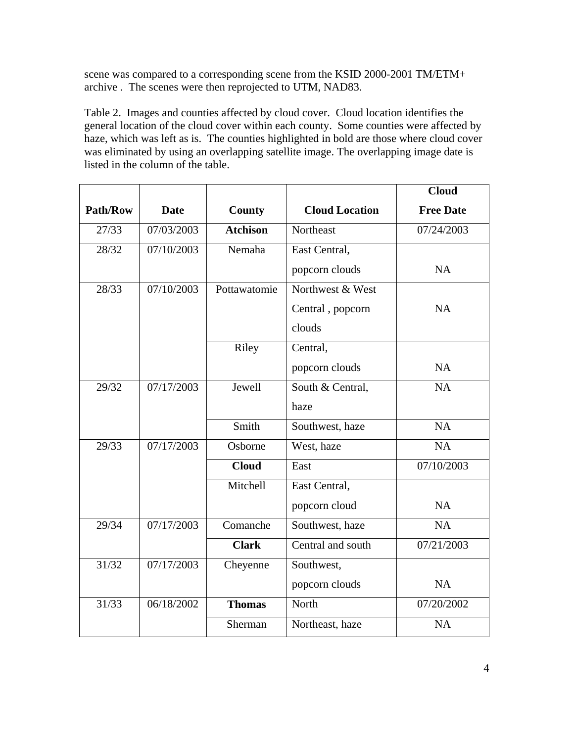scene was compared to a corresponding scene from the KSID 2000-2001 TM/ETM+ archive . The scenes were then reprojected to UTM, NAD83.

Table 2. Images and counties affected by cloud cover. Cloud location identifies the general location of the cloud cover within each county. Some counties were affected by haze, which was left as is. The counties highlighted in bold are those where cloud cover was eliminated by using an overlapping satellite image. The overlapping image date is listed in the column of the table.

| Path/Row | Date | County | Cloud Location | Cloud Free Date |
|---|---|---|---|---|
| 27/33 | 07/03/2003 | **Atchison** | Northeast | 07/24/2003 |
| 28/32 | 07/10/2003 | Nemaha | East Central, popcorn clouds | NA |
| 28/33 | 07/10/2003 | Pottawatomie | Northwest & West Central , popcorn clouds | NA |
| | | Riley | Central, popcorn clouds | NA |
| 29/32 | 07/17/2003 | Jewell | South & Central, haze | NA |
| | | Smith | Southwest, haze | NA |
| 29/33 | 07/17/2003 | Osborne | West, haze | NA |
| | | **Cloud** | East | 07/10/2003 |
| | | Mitchell | East Central, popcorn cloud | NA |
| 29/34 | 07/17/2003 | Comanche | Southwest, haze | NA |
| | | **Clark** | Central and south | 07/21/2003 |
| 31/32 | 07/17/2003 | Cheyenne | Southwest, popcorn clouds | NA |
| 31/33 | 06/18/2002 | **Thomas** | North | 07/20/2002 |
| | | Sherman | Northeast, haze | NA |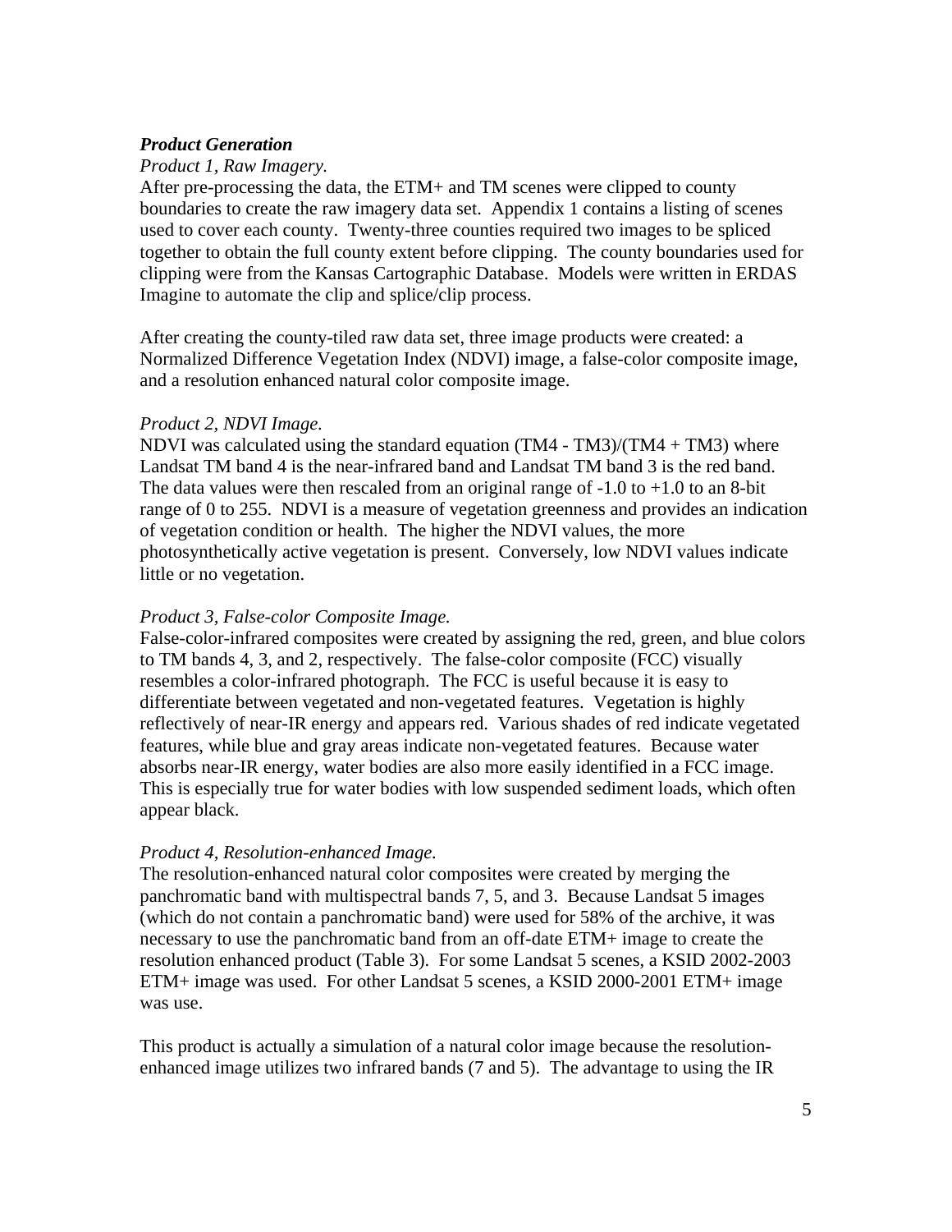***Product Generation***

*Product 1, Raw Imagery.*

After pre-processing the data, the ETM+ and TM scenes were clipped to county boundaries to create the raw imagery data set. Appendix 1 contains a listing of scenes used to cover each county. Twenty-three counties required two images to be spliced together to obtain the full county extent before clipping. The county boundaries used for clipping were from the Kansas Cartographic Database. Models were written in ERDAS Imagine to automate the clip and splice/clip process.

After creating the county-tiled raw data set, three image products were created: a Normalized Difference Vegetation Index (NDVI) image, a false-color composite image, and a resolution enhanced natural color composite image.

*Product 2, NDVI Image.*

NDVI was calculated using the standard equation (TM4 - TM3)/(TM4 + TM3) where Landsat TM band 4 is the near-infrared band and Landsat TM band 3 is the red band. The data values were then rescaled from an original range of -1.0 to +1.0 to an 8-bit range of 0 to 255. NDVI is a measure of vegetation greenness and provides an indication of vegetation condition or health. The higher the NDVI values, the more photosynthetically active vegetation is present. Conversely, low NDVI values indicate little or no vegetation.

*Product 3, False-color Composite Image.*

False-color-infrared composites were created by assigning the red, green, and blue colors to TM bands 4, 3, and 2, respectively. The false-color composite (FCC) visually resembles a color-infrared photograph. The FCC is useful because it is easy to differentiate between vegetated and non-vegetated features. Vegetation is highly reflectively of near-IR energy and appears red. Various shades of red indicate vegetated features, while blue and gray areas indicate non-vegetated features. Because water absorbs near-IR energy, water bodies are also more easily identified in a FCC image. This is especially true for water bodies with low suspended sediment loads, which often appear black.

*Product 4, Resolution-enhanced Image.*

The resolution-enhanced natural color composites were created by merging the panchromatic band with multispectral bands 7, 5, and 3. Because Landsat 5 images (which do not contain a panchromatic band) were used for 58% of the archive, it was necessary to use the panchromatic band from an off-date ETM+ image to create the resolution enhanced product (Table 3). For some Landsat 5 scenes, a KSID 2002-2003 ETM+ image was used. For other Landsat 5 scenes, a KSID 2000-2001 ETM+ image was use.

This product is actually a simulation of a natural color image because the resolution-enhanced image utilizes two infrared bands (7 and 5). The advantage to using the IR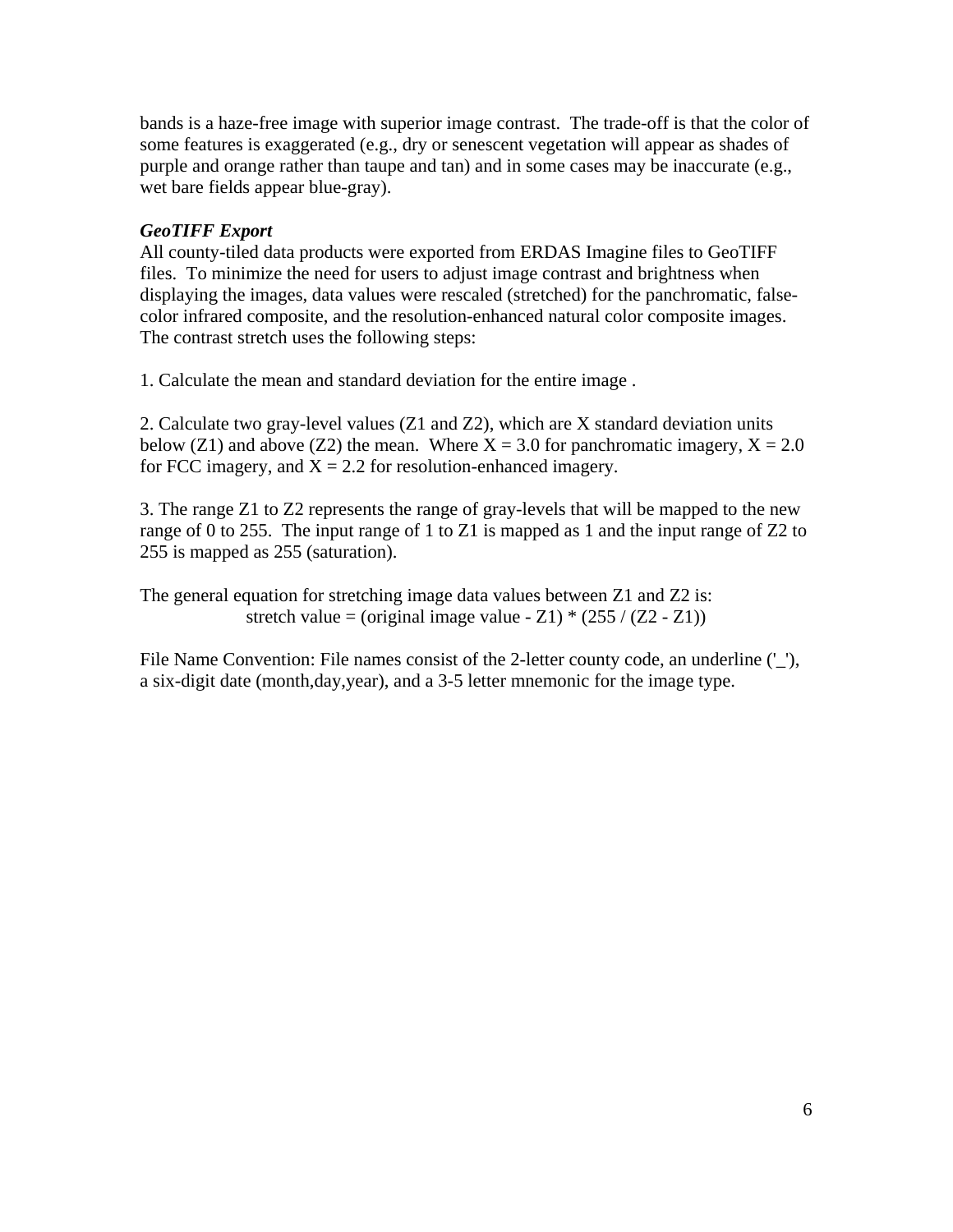bands is a haze-free image with superior image contrast. The trade-off is that the color of some features is exaggerated (e.g., dry or senescent vegetation will appear as shades of purple and orange rather than taupe and tan) and in some cases may be inaccurate (e.g., wet bare fields appear blue-gray).

***GeoTIFF Export***

All county-tiled data products were exported from ERDAS Imagine files to GeoTIFF files. To minimize the need for users to adjust image contrast and brightness when displaying the images, data values were rescaled (stretched) for the panchromatic, false-color infrared composite, and the resolution-enhanced natural color composite images. The contrast stretch uses the following steps:

1. Calculate the mean and standard deviation for the entire image .

2. Calculate two gray-level values ($Z1$ and $Z2$), which are X standard deviation units below ($Z1$) and above ($Z2$) the mean. Where $X = 3.0$ for panchromatic imagery, $X = 2.0$ for FCC imagery, and $X = 2.2$ for resolution-enhanced imagery.

3. The range $Z1$ to $Z2$ represents the range of gray-levels that will be mapped to the new range of 0 to 255. The input range of 1 to $Z1$ is mapped as 1 and the input range of $Z2$ to 255 is mapped as 255 (saturation).

The general equation for stretching image data values between $Z1$ and $Z2$ is:

$$\text{stretch value} = (\text{original image value} - Z1) * (255 / (Z2 - Z1))$$

File Name Convention: File names consist of the 2-letter county code, an underline ('_'), a six-digit date (month,day,year), and a 3-5 letter mnemonic for the image type.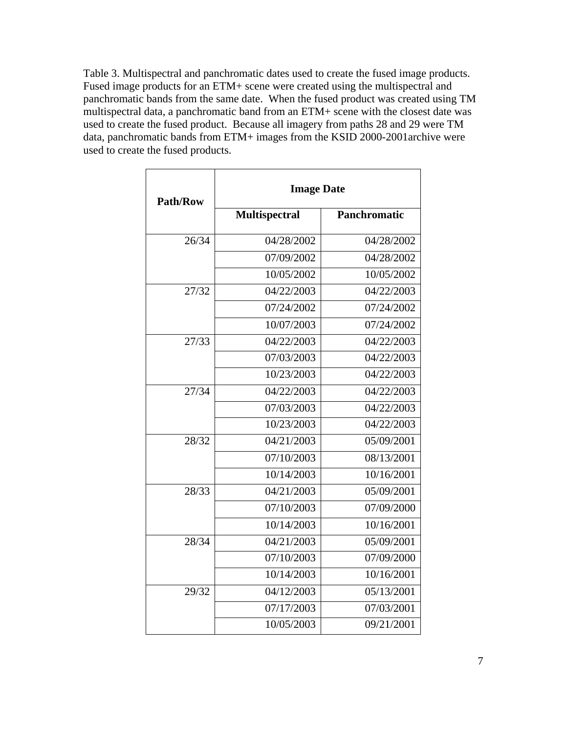Table 3. Multispectral and panchromatic dates used to create the fused image products. Fused image products for an ETM+ scene were created using the multispectral and panchromatic bands from the same date. When the fused product was created using TM multispectral data, a panchromatic band from an ETM+ scene with the closest date was used to create the fused product. Because all imagery from paths 28 and 29 were TM data, panchromatic bands from ETM+ images from the KSID 2000-2001archive were used to create the fused products.

| Path/Row | Image Date | |
|---|---|---|
| | **Multispectral** | **Panchromatic** |
| 26/34 | 04/28/2002 | 04/28/2002 |
| | 07/09/2002 | 04/28/2002 |
| | 10/05/2002 | 10/05/2002 |
| 27/32 | 04/22/2003 | 04/22/2003 |
| | 07/24/2002 | 07/24/2002 |
| | 10/07/2003 | 07/24/2002 |
| 27/33 | 04/22/2003 | 04/22/2003 |
| | 07/03/2003 | 04/22/2003 |
| | 10/23/2003 | 04/22/2003 |
| 27/34 | 04/22/2003 | 04/22/2003 |
| | 07/03/2003 | 04/22/2003 |
| | 10/23/2003 | 04/22/2003 |
| 28/32 | 04/21/2003 | 05/09/2001 |
| | 07/10/2003 | 08/13/2001 |
| | 10/14/2003 | 10/16/2001 |
| 28/33 | 04/21/2003 | 05/09/2001 |
| | 07/10/2003 | 07/09/2000 |
| | 10/14/2003 | 10/16/2001 |
| 28/34 | 04/21/2003 | 05/09/2001 |
| | 07/10/2003 | 07/09/2000 |
| | 10/14/2003 | 10/16/2001 |
| 29/32 | 04/12/2003 | 05/13/2001 |
| | 07/17/2003 | 07/03/2001 |
| | 10/05/2003 | 09/21/2001 |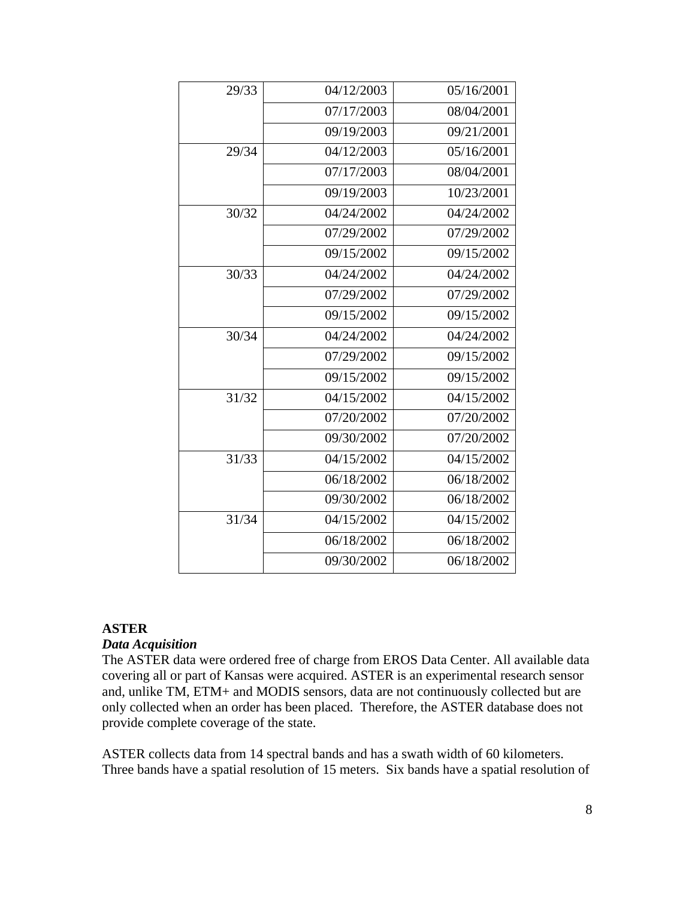| | | |
|---|---|---|
| 29/33 | 04/12/2003 | 05/16/2001 |
| | 07/17/2003 | 08/04/2001 |
| | 09/19/2003 | 09/21/2001 |
| 29/34 | 04/12/2003 | 05/16/2001 |
| | 07/17/2003 | 08/04/2001 |
| | 09/19/2003 | 10/23/2001 |
| 30/32 | 04/24/2002 | 04/24/2002 |
| | 07/29/2002 | 07/29/2002 |
| | 09/15/2002 | 09/15/2002 |
| 30/33 | 04/24/2002 | 04/24/2002 |
| | 07/29/2002 | 07/29/2002 |
| | 09/15/2002 | 09/15/2002 |
| 30/34 | 04/24/2002 | 04/24/2002 |
| | 07/29/2002 | 09/15/2002 |
| | 09/15/2002 | 09/15/2002 |
| 31/32 | 04/15/2002 | 04/15/2002 |
| | 07/20/2002 | 07/20/2002 |
| | 09/30/2002 | 07/20/2002 |
| 31/33 | 04/15/2002 | 04/15/2002 |
| | 06/18/2002 | 06/18/2002 |
| | 09/30/2002 | 06/18/2002 |
| 31/34 | 04/15/2002 | 04/15/2002 |
| | 06/18/2002 | 06/18/2002 |
| | 09/30/2002 | 06/18/2002 |

**ASTER**

***Data Acquisition***

The ASTER data were ordered free of charge from EROS Data Center. All available data covering all or part of Kansas were acquired. ASTER is an experimental research sensor and, unlike TM, ETM+ and MODIS sensors, data are not continuously collected but are only collected when an order has been placed. Therefore, the ASTER database does not provide complete coverage of the state.

ASTER collects data from 14 spectral bands and has a swath width of 60 kilometers. Three bands have a spatial resolution of 15 meters. Six bands have a spatial resolution of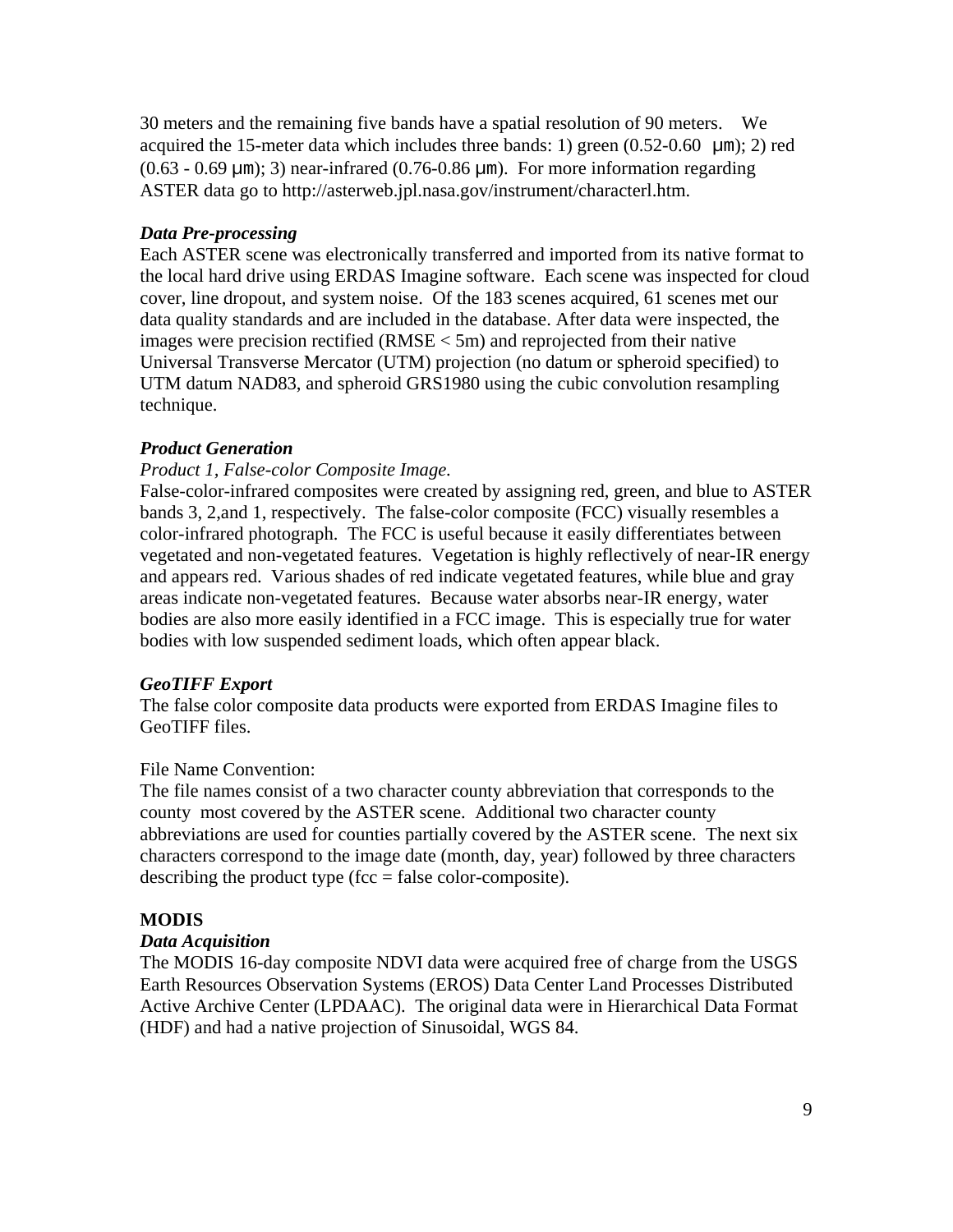30 meters and the remaining five bands have a spatial resolution of 90 meters. We acquired the 15-meter data which includes three bands: 1) green (0.52-0.60 μm); 2) red (0.63 - 0.69 μm); 3) near-infrared (0.76-0.86 μm). For more information regarding ASTER data go to http://asterweb.jpl.nasa.gov/instrument/characterl.htm.

***Data Pre-processing***

Each ASTER scene was electronically transferred and imported from its native format to the local hard drive using ERDAS Imagine software. Each scene was inspected for cloud cover, line dropout, and system noise. Of the 183 scenes acquired, 61 scenes met our data quality standards and are included in the database. After data were inspected, the images were precision rectified (RMSE < 5m) and reprojected from their native Universal Transverse Mercator (UTM) projection (no datum or spheroid specified) to UTM datum NAD83, and spheroid GRS1980 using the cubic convolution resampling technique.

***Product Generation***

*Product 1, False-color Composite Image.*

False-color-infrared composites were created by assigning red, green, and blue to ASTER bands 3, 2,and 1, respectively. The false-color composite (FCC) visually resembles a color-infrared photograph. The FCC is useful because it easily differentiates between vegetated and non-vegetated features. Vegetation is highly reflectively of near-IR energy and appears red. Various shades of red indicate vegetated features, while blue and gray areas indicate non-vegetated features. Because water absorbs near-IR energy, water bodies are also more easily identified in a FCC image. This is especially true for water bodies with low suspended sediment loads, which often appear black.

***GeoTIFF Export***

The false color composite data products were exported from ERDAS Imagine files to GeoTIFF files.

File Name Convention:

The file names consist of a two character county abbreviation that corresponds to the county most covered by the ASTER scene. Additional two character county abbreviations are used for counties partially covered by the ASTER scene. The next six characters correspond to the image date (month, day, year) followed by three characters describing the product type (fcc = false color-composite).

**MODIS**

***Data Acquisition***

The MODIS 16-day composite NDVI data were acquired free of charge from the USGS Earth Resources Observation Systems (EROS) Data Center Land Processes Distributed Active Archive Center (LPDAAC). The original data were in Hierarchical Data Format (HDF) and had a native projection of Sinusoidal, WGS 84.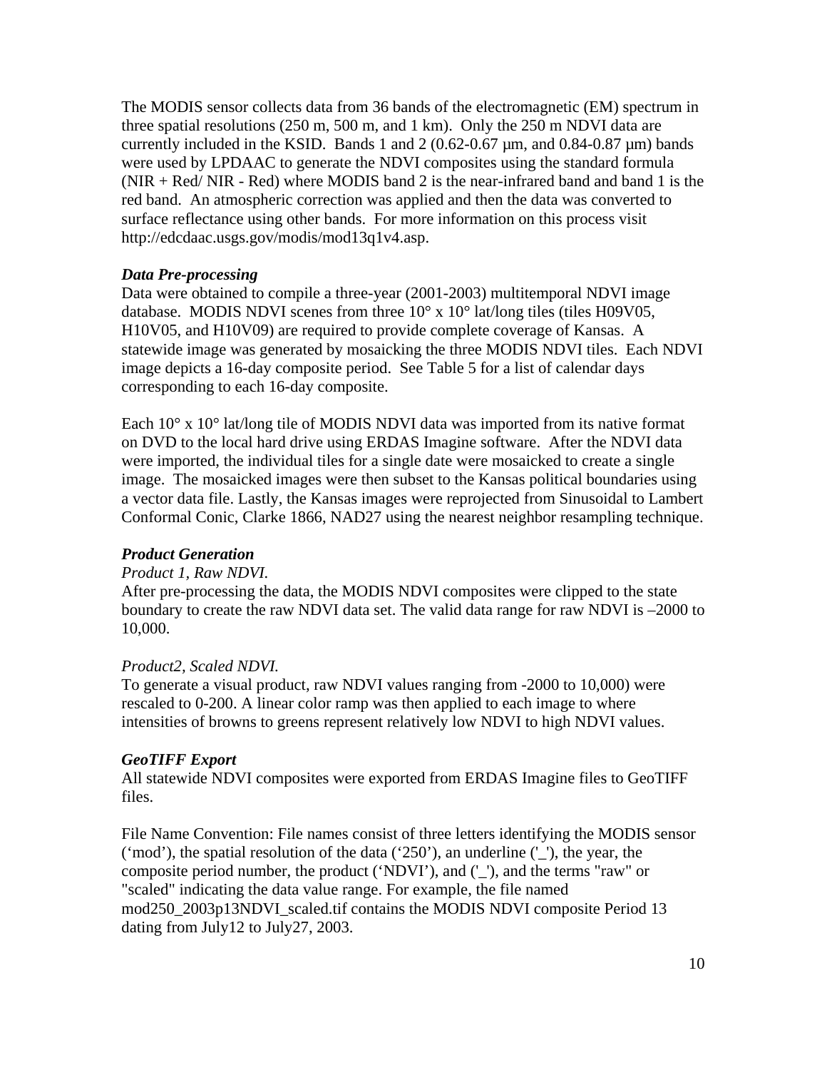The MODIS sensor collects data from 36 bands of the electromagnetic (EM) spectrum in three spatial resolutions (250 m, 500 m, and 1 km). Only the 250 m NDVI data are currently included in the KSID. Bands 1 and 2 (0.62-0.67 µm, and 0.84-0.87 µm) bands were used by LPDAAC to generate the NDVI composites using the standard formula (NIR + Red/ NIR - Red) where MODIS band 2 is the near-infrared band and band 1 is the red band. An atmospheric correction was applied and then the data was converted to surface reflectance using other bands. For more information on this process visit http://edcdaac.usgs.gov/modis/mod13q1v4.asp.

***Data Pre-processing***

Data were obtained to compile a three-year (2001-2003) multitemporal NDVI image database. MODIS NDVI scenes from three 10° x 10° lat/long tiles (tiles H09V05, H10V05, and H10V09) are required to provide complete coverage of Kansas. A statewide image was generated by mosaicking the three MODIS NDVI tiles. Each NDVI image depicts a 16-day composite period. See Table 5 for a list of calendar days corresponding to each 16-day composite.

Each 10° x 10° lat/long tile of MODIS NDVI data was imported from its native format on DVD to the local hard drive using ERDAS Imagine software. After the NDVI data were imported, the individual tiles for a single date were mosaicked to create a single image. The mosaicked images were then subset to the Kansas political boundaries using a vector data file. Lastly, the Kansas images were reprojected from Sinusoidal to Lambert Conformal Conic, Clarke 1866, NAD27 using the nearest neighbor resampling technique.

***Product Generation***

*Product 1, Raw NDVI.*

After pre-processing the data, the MODIS NDVI composites were clipped to the state boundary to create the raw NDVI data set. The valid data range for raw NDVI is –2000 to 10,000.

*Product2, Scaled NDVI.*

To generate a visual product, raw NDVI values ranging from -2000 to 10,000) were rescaled to 0-200. A linear color ramp was then applied to each image to where intensities of browns to greens represent relatively low NDVI to high NDVI values.

***GeoTIFF Export***

All statewide NDVI composites were exported from ERDAS Imagine files to GeoTIFF files.

File Name Convention: File names consist of three letters identifying the MODIS sensor ('mod'), the spatial resolution of the data ('250'), an underline ('_'), the year, the composite period number, the product ('NDVI'), and ('_'), and the terms "raw" or "scaled" indicating the data value range. For example, the file named mod250_2003p13NDVI_scaled.tif contains the MODIS NDVI composite Period 13 dating from July12 to July27, 2003.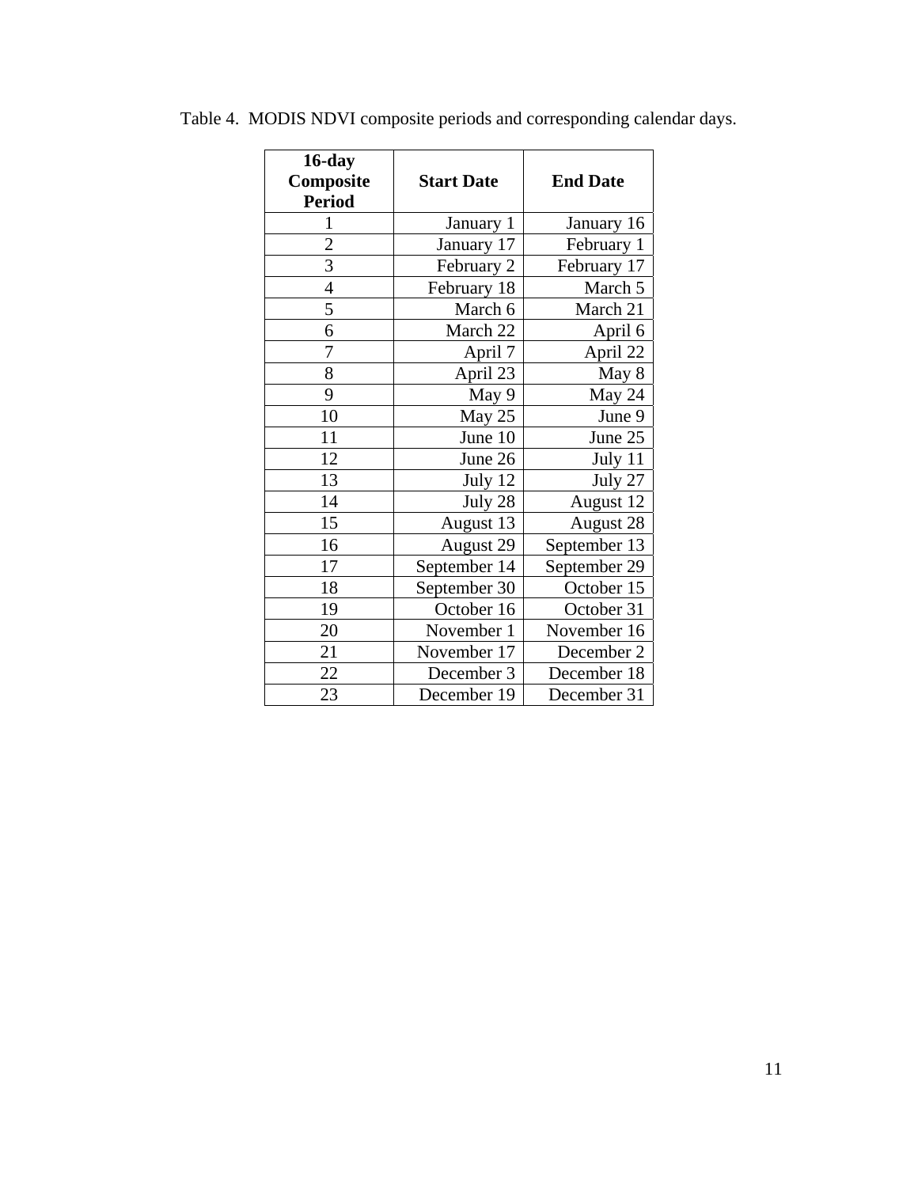Table 4. MODIS NDVI composite periods and corresponding calendar days.

| 16-day Composite Period | Start Date | End Date |
|---|---|---|
| 1 | January 1 | January 16 |
| 2 | January 17 | February 1 |
| 3 | February 2 | February 17 |
| 4 | February 18 | March 5 |
| 5 | March 6 | March 21 |
| 6 | March 22 | April 6 |
| 7 | April 7 | April 22 |
| 8 | April 23 | May 8 |
| 9 | May 9 | May 24 |
| 10 | May 25 | June 9 |
| 11 | June 10 | June 25 |
| 12 | June 26 | July 11 |
| 13 | July 12 | July 27 |
| 14 | July 28 | August 12 |
| 15 | August 13 | August 28 |
| 16 | August 29 | September 13 |
| 17 | September 14 | September 29 |
| 18 | September 30 | October 15 |
| 19 | October 16 | October 31 |
| 20 | November 1 | November 16 |
| 21 | November 17 | December 2 |
| 22 | December 3 | December 18 |
| 23 | December 19 | December 31 |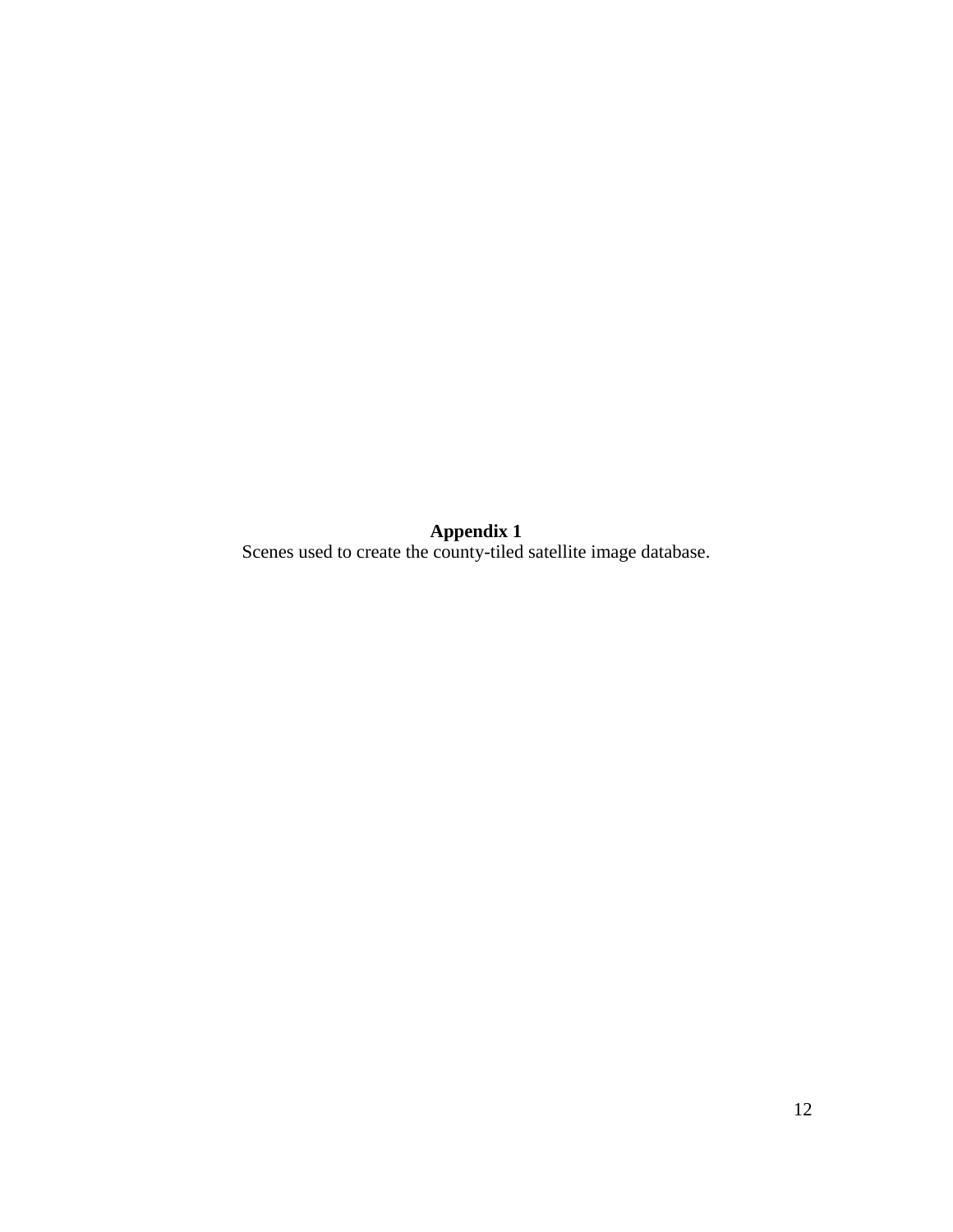**Appendix 1**

Scenes used to create the county-tiled satellite image database.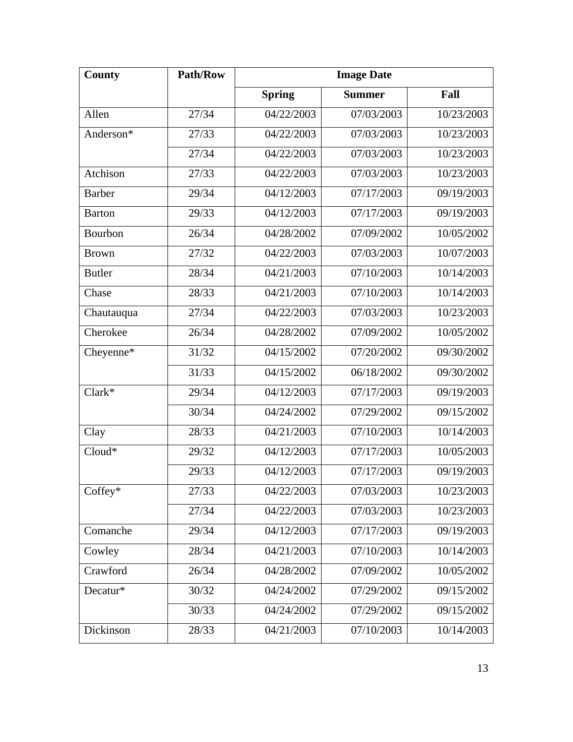| County | Path/Row | Image Date | | |
|---|---|---|---|---|
| | | Spring | Summer | Fall |
| Allen | 27/34 | 04/22/2003 | 07/03/2003 | 10/23/2003 |
| Anderson* | 27/33 | 04/22/2003 | 07/03/2003 | 10/23/2003 |
| | 27/34 | 04/22/2003 | 07/03/2003 | 10/23/2003 |
| Atchison | 27/33 | 04/22/2003 | 07/03/2003 | 10/23/2003 |
| Barber | 29/34 | 04/12/2003 | 07/17/2003 | 09/19/2003 |
| Barton | 29/33 | 04/12/2003 | 07/17/2003 | 09/19/2003 |
| Bourbon | 26/34 | 04/28/2002 | 07/09/2002 | 10/05/2002 |
| Brown | 27/32 | 04/22/2003 | 07/03/2003 | 10/07/2003 |
| Butler | 28/34 | 04/21/2003 | 07/10/2003 | 10/14/2003 |
| Chase | 28/33 | 04/21/2003 | 07/10/2003 | 10/14/2003 |
| Chautauqua | 27/34 | 04/22/2003 | 07/03/2003 | 10/23/2003 |
| Cherokee | 26/34 | 04/28/2002 | 07/09/2002 | 10/05/2002 |
| Cheyenne* | 31/32 | 04/15/2002 | 07/20/2002 | 09/30/2002 |
| | 31/33 | 04/15/2002 | 06/18/2002 | 09/30/2002 |
| Clark* | 29/34 | 04/12/2003 | 07/17/2003 | 09/19/2003 |
| | 30/34 | 04/24/2002 | 07/29/2002 | 09/15/2002 |
| Clay | 28/33 | 04/21/2003 | 07/10/2003 | 10/14/2003 |
| Cloud* | 29/32 | 04/12/2003 | 07/17/2003 | 10/05/2003 |
| | 29/33 | 04/12/2003 | 07/17/2003 | 09/19/2003 |
| Coffey* | 27/33 | 04/22/2003 | 07/03/2003 | 10/23/2003 |
| | 27/34 | 04/22/2003 | 07/03/2003 | 10/23/2003 |
| Comanche | 29/34 | 04/12/2003 | 07/17/2003 | 09/19/2003 |
| Cowley | 28/34 | 04/21/2003 | 07/10/2003 | 10/14/2003 |
| Crawford | 26/34 | 04/28/2002 | 07/09/2002 | 10/05/2002 |
| Decatur* | 30/32 | 04/24/2002 | 07/29/2002 | 09/15/2002 |
| | 30/33 | 04/24/2002 | 07/29/2002 | 09/15/2002 |
| Dickinson | 28/33 | 04/21/2003 | 07/10/2003 | 10/14/2003 |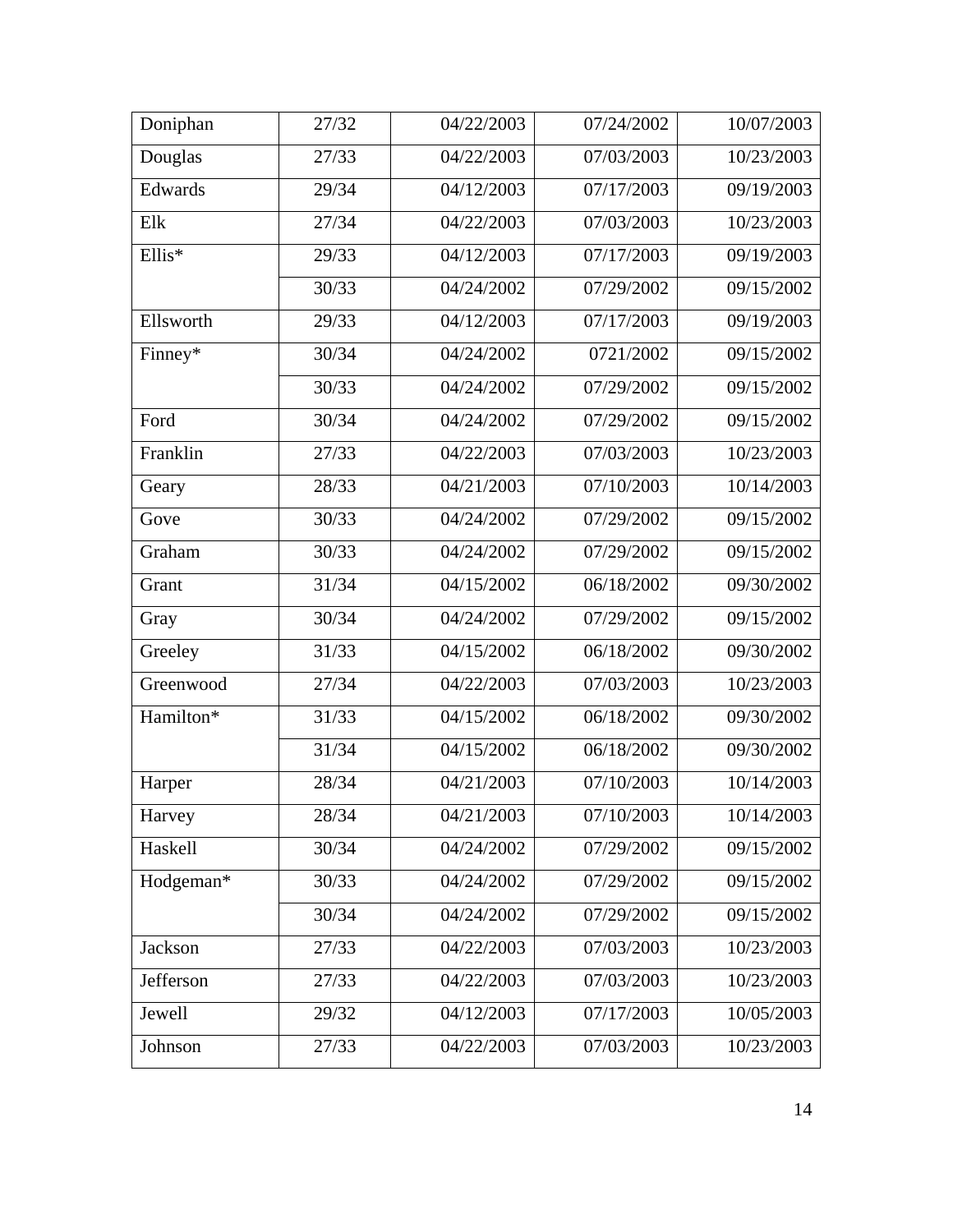| | | | | |
|---|---|---|---|---|
| Doniphan | 27/32 | 04/22/2003 | 07/24/2002 | 10/07/2003 |
| Douglas | 27/33 | 04/22/2003 | 07/03/2003 | 10/23/2003 |
| Edwards | 29/34 | 04/12/2003 | 07/17/2003 | 09/19/2003 |
| Elk | 27/34 | 04/22/2003 | 07/03/2003 | 10/23/2003 |
| Ellis* | 29/33 | 04/12/2003 | 07/17/2003 | 09/19/2003 |
| | 30/33 | 04/24/2002 | 07/29/2002 | 09/15/2002 |
| Ellsworth | 29/33 | 04/12/2003 | 07/17/2003 | 09/19/2003 |
| Finney* | 30/34 | 04/24/2002 | 0721/2002 | 09/15/2002 |
| | 30/33 | 04/24/2002 | 07/29/2002 | 09/15/2002 |
| Ford | 30/34 | 04/24/2002 | 07/29/2002 | 09/15/2002 |
| Franklin | 27/33 | 04/22/2003 | 07/03/2003 | 10/23/2003 |
| Geary | 28/33 | 04/21/2003 | 07/10/2003 | 10/14/2003 |
| Gove | 30/33 | 04/24/2002 | 07/29/2002 | 09/15/2002 |
| Graham | 30/33 | 04/24/2002 | 07/29/2002 | 09/15/2002 |
| Grant | 31/34 | 04/15/2002 | 06/18/2002 | 09/30/2002 |
| Gray | 30/34 | 04/24/2002 | 07/29/2002 | 09/15/2002 |
| Greeley | 31/33 | 04/15/2002 | 06/18/2002 | 09/30/2002 |
| Greenwood | 27/34 | 04/22/2003 | 07/03/2003 | 10/23/2003 |
| Hamilton* | 31/33 | 04/15/2002 | 06/18/2002 | 09/30/2002 |
| | 31/34 | 04/15/2002 | 06/18/2002 | 09/30/2002 |
| Harper | 28/34 | 04/21/2003 | 07/10/2003 | 10/14/2003 |
| Harvey | 28/34 | 04/21/2003 | 07/10/2003 | 10/14/2003 |
| Haskell | 30/34 | 04/24/2002 | 07/29/2002 | 09/15/2002 |
| Hodgeman* | 30/33 | 04/24/2002 | 07/29/2002 | 09/15/2002 |
| | 30/34 | 04/24/2002 | 07/29/2002 | 09/15/2002 |
| Jackson | 27/33 | 04/22/2003 | 07/03/2003 | 10/23/2003 |
| Jefferson | 27/33 | 04/22/2003 | 07/03/2003 | 10/23/2003 |
| Jewell | 29/32 | 04/12/2003 | 07/17/2003 | 10/05/2003 |
| Johnson | 27/33 | 04/22/2003 | 07/03/2003 | 10/23/2003 |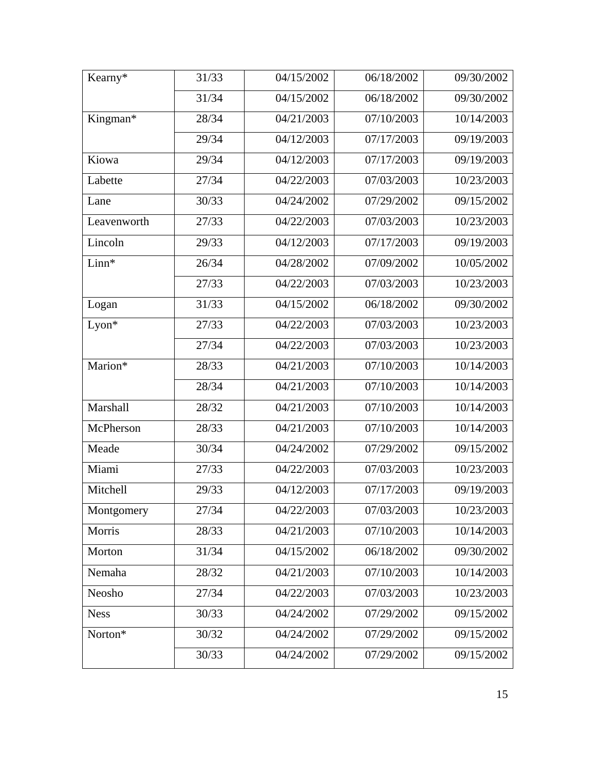| Kearny* | 31/33 | 04/15/2002 | 06/18/2002 | 09/30/2002 |
|---|---|---|---|---|
| | 31/34 | 04/15/2002 | 06/18/2002 | 09/30/2002 |
| Kingman* | 28/34 | 04/21/2003 | 07/10/2003 | 10/14/2003 |
| | 29/34 | 04/12/2003 | 07/17/2003 | 09/19/2003 |
| Kiowa | 29/34 | 04/12/2003 | 07/17/2003 | 09/19/2003 |
| Labette | 27/34 | 04/22/2003 | 07/03/2003 | 10/23/2003 |
| Lane | 30/33 | 04/24/2002 | 07/29/2002 | 09/15/2002 |
| Leavenworth | 27/33 | 04/22/2003 | 07/03/2003 | 10/23/2003 |
| Lincoln | 29/33 | 04/12/2003 | 07/17/2003 | 09/19/2003 |
| Linn* | 26/34 | 04/28/2002 | 07/09/2002 | 10/05/2002 |
| | 27/33 | 04/22/2003 | 07/03/2003 | 10/23/2003 |
| Logan | 31/33 | 04/15/2002 | 06/18/2002 | 09/30/2002 |
| Lyon* | 27/33 | 04/22/2003 | 07/03/2003 | 10/23/2003 |
| | 27/34 | 04/22/2003 | 07/03/2003 | 10/23/2003 |
| Marion* | 28/33 | 04/21/2003 | 07/10/2003 | 10/14/2003 |
| | 28/34 | 04/21/2003 | 07/10/2003 | 10/14/2003 |
| Marshall | 28/32 | 04/21/2003 | 07/10/2003 | 10/14/2003 |
| McPherson | 28/33 | 04/21/2003 | 07/10/2003 | 10/14/2003 |
| Meade | 30/34 | 04/24/2002 | 07/29/2002 | 09/15/2002 |
| Miami | 27/33 | 04/22/2003 | 07/03/2003 | 10/23/2003 |
| Mitchell | 29/33 | 04/12/2003 | 07/17/2003 | 09/19/2003 |
| Montgomery | 27/34 | 04/22/2003 | 07/03/2003 | 10/23/2003 |
| Morris | 28/33 | 04/21/2003 | 07/10/2003 | 10/14/2003 |
| Morton | 31/34 | 04/15/2002 | 06/18/2002 | 09/30/2002 |
| Nemaha | 28/32 | 04/21/2003 | 07/10/2003 | 10/14/2003 |
| Neosho | 27/34 | 04/22/2003 | 07/03/2003 | 10/23/2003 |
| Ness | 30/33 | 04/24/2002 | 07/29/2002 | 09/15/2002 |
| Norton* | 30/32 | 04/24/2002 | 07/29/2002 | 09/15/2002 |
| | 30/33 | 04/24/2002 | 07/29/2002 | 09/15/2002 |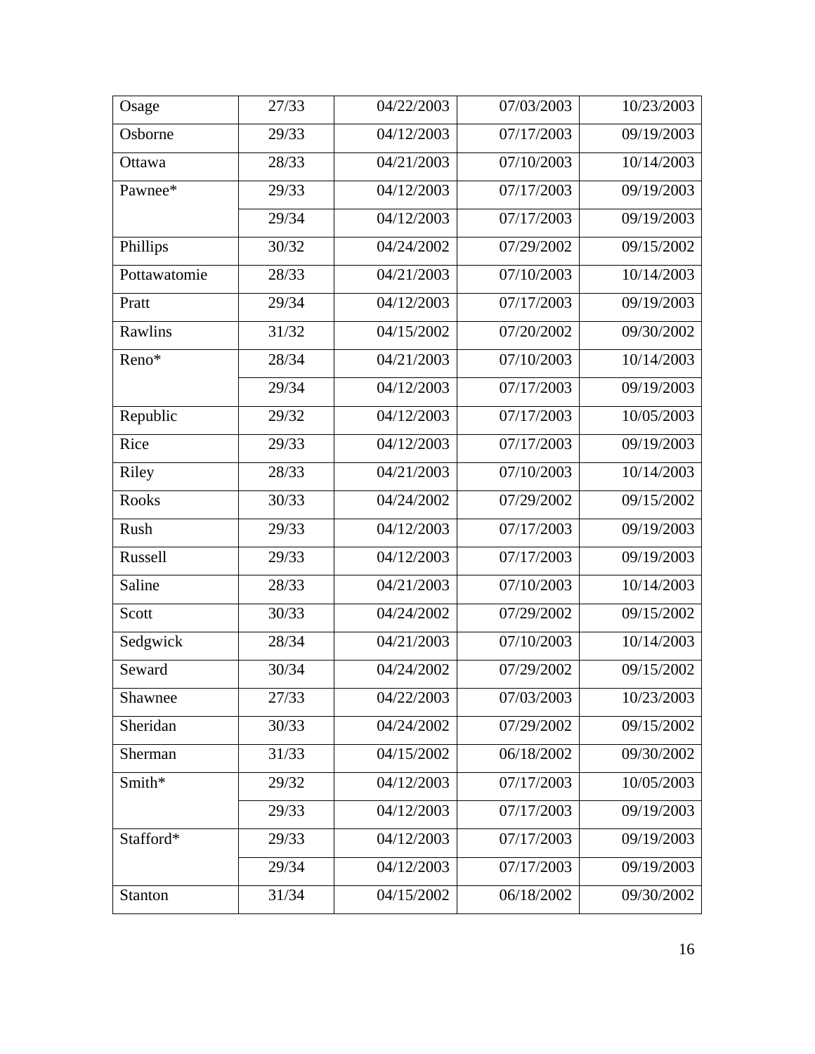| Osage | 27/33 | 04/22/2003 | 07/03/2003 | 10/23/2003 |
|---|---|---|---|---|
| Osborne | 29/33 | 04/12/2003 | 07/17/2003 | 09/19/2003 |
| Ottawa | 28/33 | 04/21/2003 | 07/10/2003 | 10/14/2003 |
| Pawnee* | 29/33 | 04/12/2003 | 07/17/2003 | 09/19/2003 |
| | 29/34 | 04/12/2003 | 07/17/2003 | 09/19/2003 |
| Phillips | 30/32 | 04/24/2002 | 07/29/2002 | 09/15/2002 |
| Pottawatomie | 28/33 | 04/21/2003 | 07/10/2003 | 10/14/2003 |
| Pratt | 29/34 | 04/12/2003 | 07/17/2003 | 09/19/2003 |
| Rawlins | 31/32 | 04/15/2002 | 07/20/2002 | 09/30/2002 |
| Reno* | 28/34 | 04/21/2003 | 07/10/2003 | 10/14/2003 |
| | 29/34 | 04/12/2003 | 07/17/2003 | 09/19/2003 |
| Republic | 29/32 | 04/12/2003 | 07/17/2003 | 10/05/2003 |
| Rice | 29/33 | 04/12/2003 | 07/17/2003 | 09/19/2003 |
| Riley | 28/33 | 04/21/2003 | 07/10/2003 | 10/14/2003 |
| Rooks | 30/33 | 04/24/2002 | 07/29/2002 | 09/15/2002 |
| Rush | 29/33 | 04/12/2003 | 07/17/2003 | 09/19/2003 |
| Russell | 29/33 | 04/12/2003 | 07/17/2003 | 09/19/2003 |
| Saline | 28/33 | 04/21/2003 | 07/10/2003 | 10/14/2003 |
| Scott | 30/33 | 04/24/2002 | 07/29/2002 | 09/15/2002 |
| Sedgwick | 28/34 | 04/21/2003 | 07/10/2003 | 10/14/2003 |
| Seward | 30/34 | 04/24/2002 | 07/29/2002 | 09/15/2002 |
| Shawnee | 27/33 | 04/22/2003 | 07/03/2003 | 10/23/2003 |
| Sheridan | 30/33 | 04/24/2002 | 07/29/2002 | 09/15/2002 |
| Sherman | 31/33 | 04/15/2002 | 06/18/2002 | 09/30/2002 |
| Smith* | 29/32 | 04/12/2003 | 07/17/2003 | 10/05/2003 |
| | 29/33 | 04/12/2003 | 07/17/2003 | 09/19/2003 |
| Stafford* | 29/33 | 04/12/2003 | 07/17/2003 | 09/19/2003 |
| | 29/34 | 04/12/2003 | 07/17/2003 | 09/19/2003 |
| Stanton | 31/34 | 04/15/2002 | 06/18/2002 | 09/30/2002 |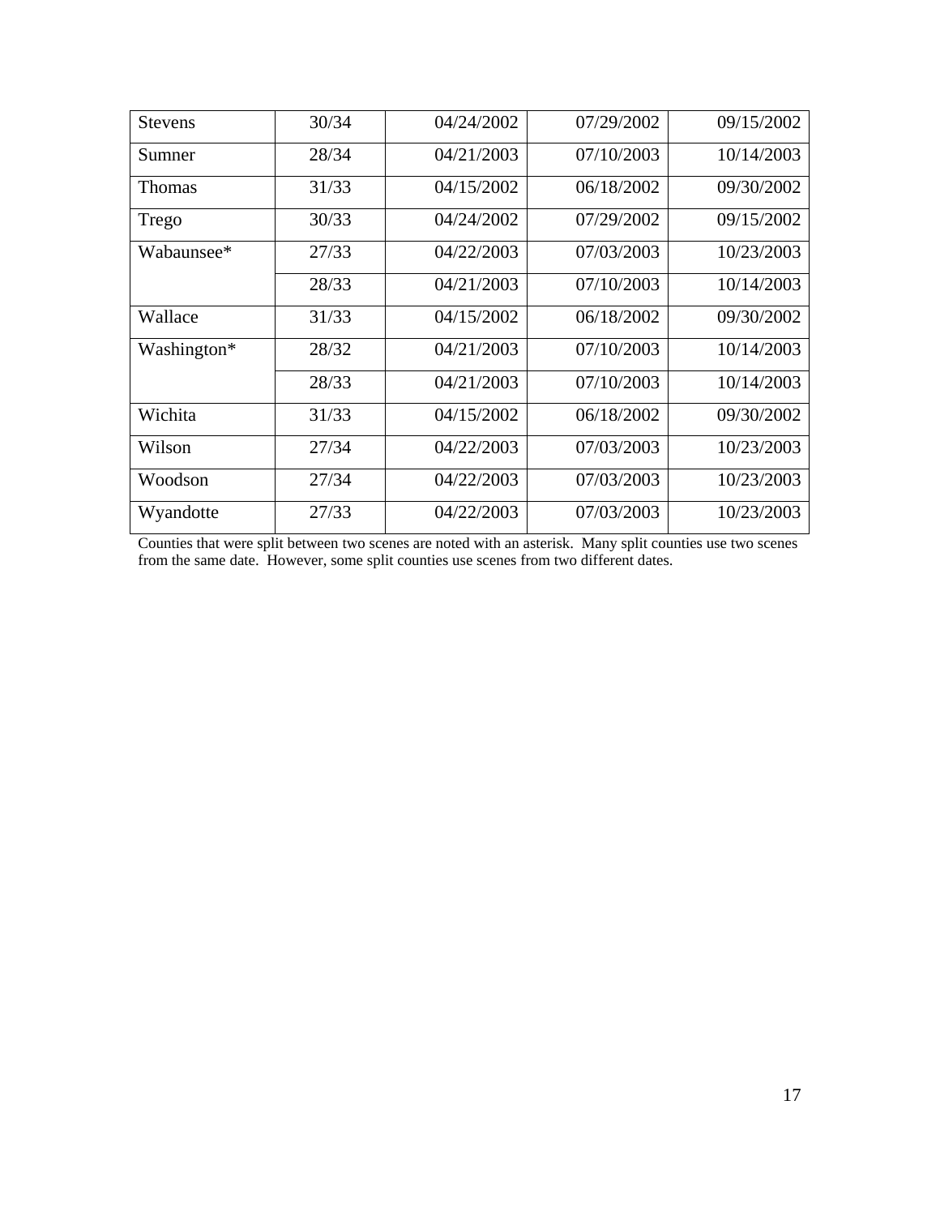| Stevens | 30/34 | 04/24/2002 | 07/29/2002 | 09/15/2002 |
|---|---|---|---|---|
| Sumner | 28/34 | 04/21/2003 | 07/10/2003 | 10/14/2003 |
| Thomas | 31/33 | 04/15/2002 | 06/18/2002 | 09/30/2002 |
| Trego | 30/33 | 04/24/2002 | 07/29/2002 | 09/15/2002 |
| Wabaunsee* | 27/33 | 04/22/2003 | 07/03/2003 | 10/23/2003 |
| | 28/33 | 04/21/2003 | 07/10/2003 | 10/14/2003 |
| Wallace | 31/33 | 04/15/2002 | 06/18/2002 | 09/30/2002 |
| Washington* | 28/32 | 04/21/2003 | 07/10/2003 | 10/14/2003 |
| | 28/33 | 04/21/2003 | 07/10/2003 | 10/14/2003 |
| Wichita | 31/33 | 04/15/2002 | 06/18/2002 | 09/30/2002 |
| Wilson | 27/34 | 04/22/2003 | 07/03/2003 | 10/23/2003 |
| Woodson | 27/34 | 04/22/2003 | 07/03/2003 | 10/23/2003 |
| Wyandotte | 27/33 | 04/22/2003 | 07/03/2003 | 10/23/2003 |

Counties that were split between two scenes are noted with an asterisk. Many split counties use two scenes from the same date. However, some split counties use scenes from two different dates.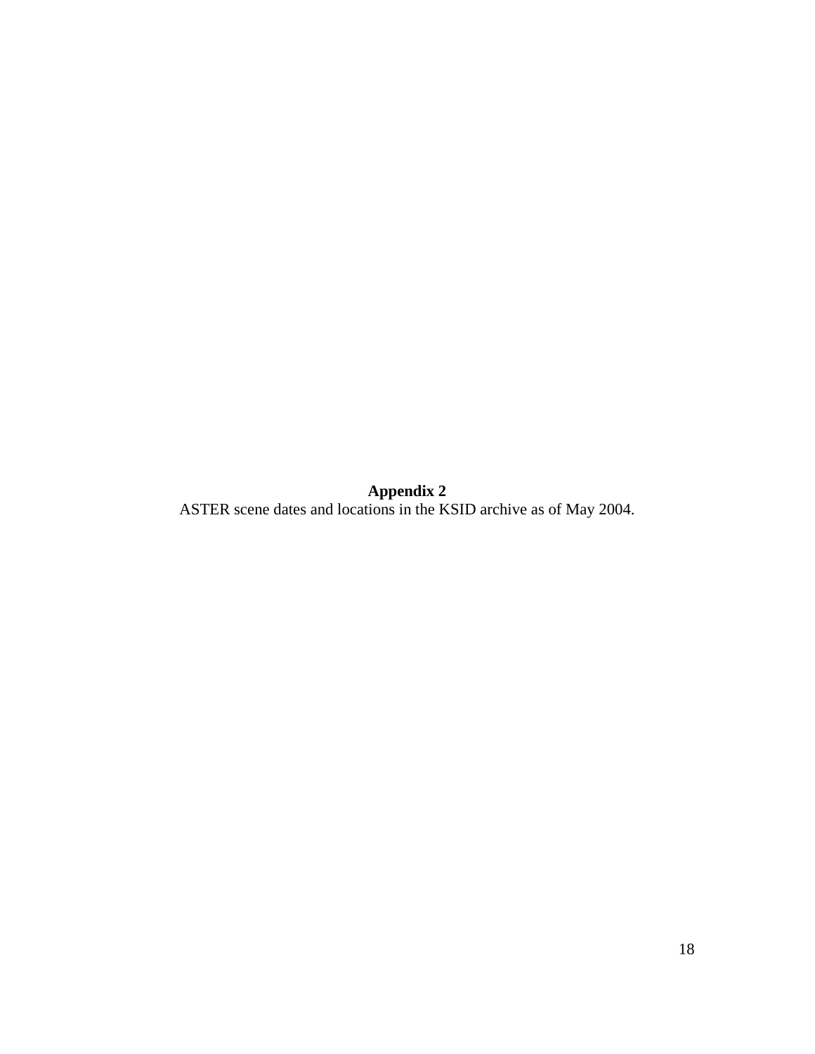**Appendix 2**

ASTER scene dates and locations in the KSID archive as of May 2004.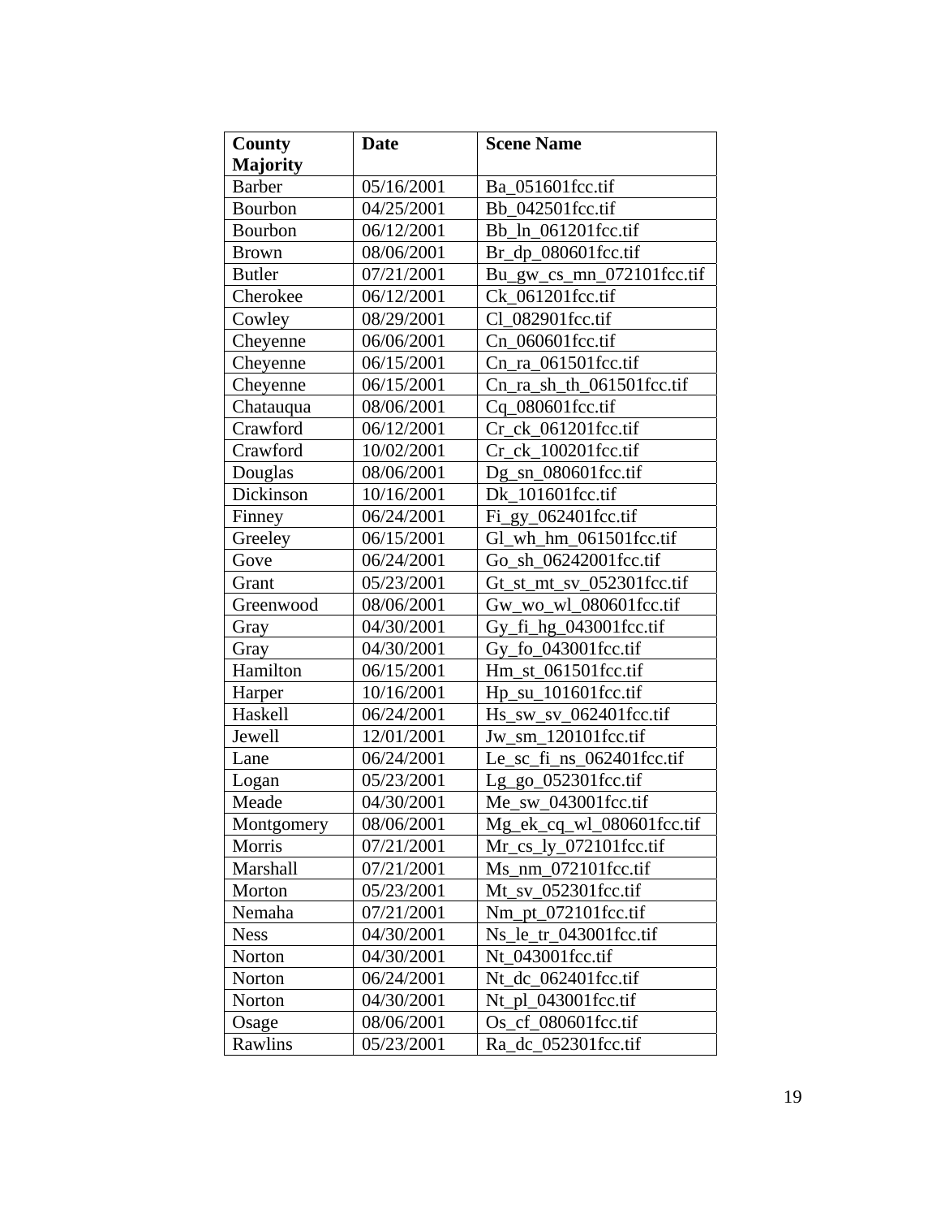| County Majority | Date | Scene Name |
|---|---|---|
| Barber | 05/16/2001 | Ba_051601fcc.tif |
| Bourbon | 04/25/2001 | Bb_042501fcc.tif |
| Bourbon | 06/12/2001 | Bb_ln_061201fcc.tif |
| Brown | 08/06/2001 | Br_dp_080601fcc.tif |
| Butler | 07/21/2001 | Bu_gw_cs_mn_072101fcc.tif |
| Cherokee | 06/12/2001 | Ck_061201fcc.tif |
| Cowley | 08/29/2001 | Cl_082901fcc.tif |
| Cheyenne | 06/06/2001 | Cn_060601fcc.tif |
| Cheyenne | 06/15/2001 | Cn_ra_061501fcc.tif |
| Cheyenne | 06/15/2001 | Cn_ra_sh_th_061501fcc.tif |
| Chatauqua | 08/06/2001 | Cq_080601fcc.tif |
| Crawford | 06/12/2001 | Cr_ck_061201fcc.tif |
| Crawford | 10/02/2001 | Cr_ck_100201fcc.tif |
| Douglas | 08/06/2001 | Dg_sn_080601fcc.tif |
| Dickinson | 10/16/2001 | Dk_101601fcc.tif |
| Finney | 06/24/2001 | Fi_gy_062401fcc.tif |
| Greeley | 06/15/2001 | Gl_wh_hm_061501fcc.tif |
| Gove | 06/24/2001 | Go_sh_06242001fcc.tif |
| Grant | 05/23/2001 | Gt_st_mt_sv_052301fcc.tif |
| Greenwood | 08/06/2001 | Gw_wo_wl_080601fcc.tif |
| Gray | 04/30/2001 | Gy_fi_hg_043001fcc.tif |
| Gray | 04/30/2001 | Gy_fo_043001fcc.tif |
| Hamilton | 06/15/2001 | Hm_st_061501fcc.tif |
| Harper | 10/16/2001 | Hp_su_101601fcc.tif |
| Haskell | 06/24/2001 | Hs_sw_sv_062401fcc.tif |
| Jewell | 12/01/2001 | Jw_sm_120101fcc.tif |
| Lane | 06/24/2001 | Le_sc_fi_ns_062401fcc.tif |
| Logan | 05/23/2001 | Lg_go_052301fcc.tif |
| Meade | 04/30/2001 | Me_sw_043001fcc.tif |
| Montgomery | 08/06/2001 | Mg_ek_cq_wl_080601fcc.tif |
| Morris | 07/21/2001 | Mr_cs_ly_072101fcc.tif |
| Marshall | 07/21/2001 | Ms_nm_072101fcc.tif |
| Morton | 05/23/2001 | Mt_sv_052301fcc.tif |
| Nemaha | 07/21/2001 | Nm_pt_072101fcc.tif |
| Ness | 04/30/2001 | Ns_le_tr_043001fcc.tif |
| Norton | 04/30/2001 | Nt_043001fcc.tif |
| Norton | 06/24/2001 | Nt_dc_062401fcc.tif |
| Norton | 04/30/2001 | Nt_pl_043001fcc.tif |
| Osage | 08/06/2001 | Os_cf_080601fcc.tif |
| Rawlins | 05/23/2001 | Ra_dc_052301fcc.tif |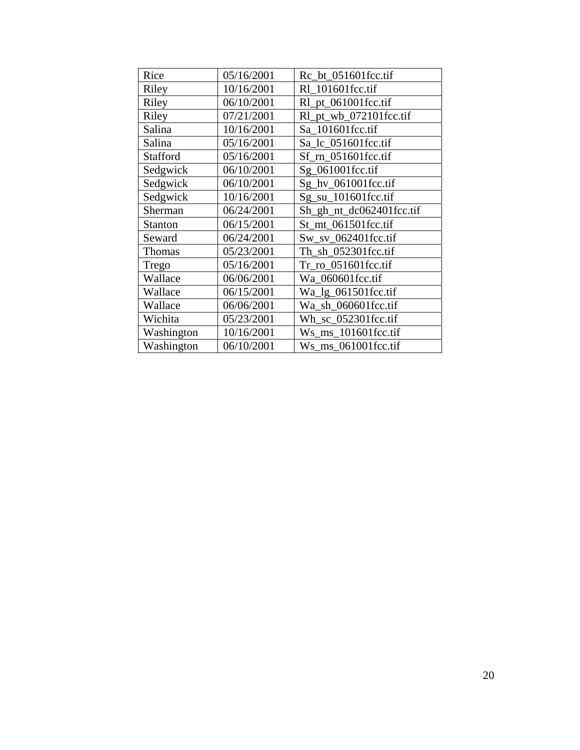| | | |
|---|---|---|
| Rice | 05/16/2001 | Rc_bt_051601fcc.tif |
| Riley | 10/16/2001 | Rl_101601fcc.tif |
| Riley | 06/10/2001 | Rl_pt_061001fcc.tif |
| Riley | 07/21/2001 | Rl_pt_wb_072101fcc.tif |
| Salina | 10/16/2001 | Sa_101601fcc.tif |
| Salina | 05/16/2001 | Sa_lc_051601fcc.tif |
| Stafford | 05/16/2001 | Sf_rn_051601fcc.tif |
| Sedgwick | 06/10/2001 | Sg_061001fcc.tif |
| Sedgwick | 06/10/2001 | Sg_hv_061001fcc.tif |
| Sedgwick | 10/16/2001 | Sg_su_101601fcc.tif |
| Sherman | 06/24/2001 | Sh_gh_nt_dc062401fcc.tif |
| Stanton | 06/15/2001 | St_mt_061501fcc.tif |
| Seward | 06/24/2001 | Sw_sv_062401fcc.tif |
| Thomas | 05/23/2001 | Th_sh_052301fcc.tif |
| Trego | 05/16/2001 | Tr_ro_051601fcc.tif |
| Wallace | 06/06/2001 | Wa_060601fcc.tif |
| Wallace | 06/15/2001 | Wa_lg_061501fcc.tif |
| Wallace | 06/06/2001 | Wa_sh_060601fcc.tif |
| Wichita | 05/23/2001 | Wh_sc_052301fcc.tif |
| Washington | 10/16/2001 | Ws_ms_101601fcc.tif |
| Washington | 06/10/2001 | Ws_ms_061001fcc.tif |